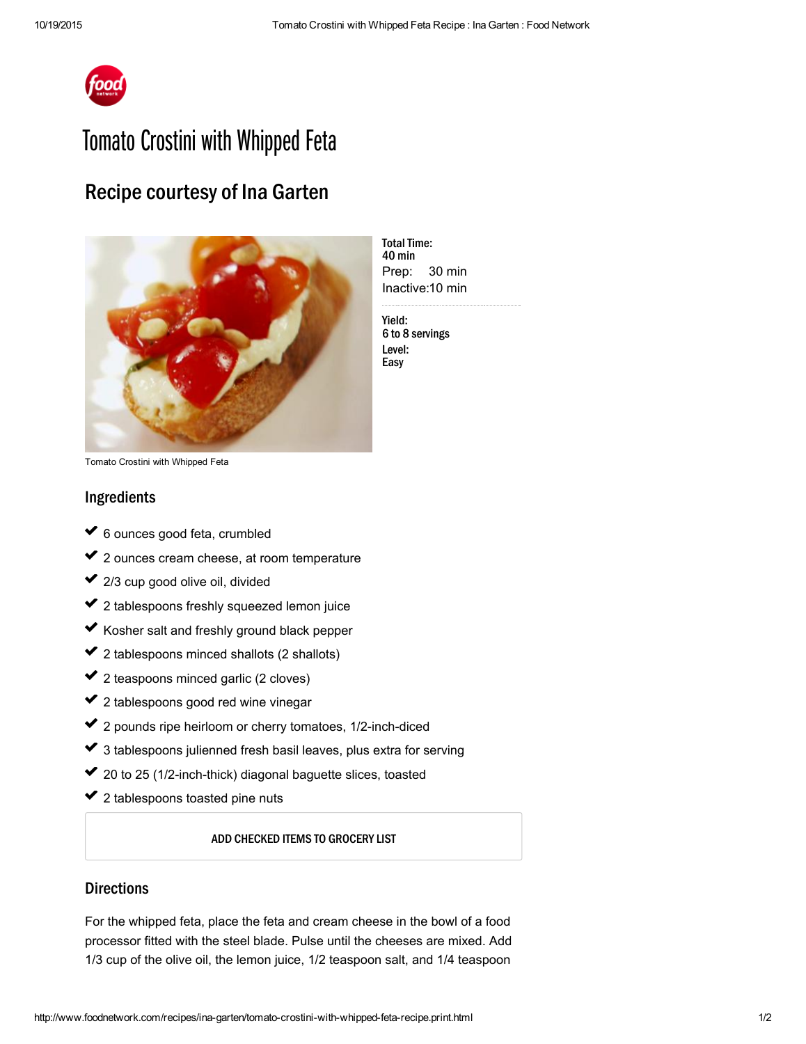# Tomato Crostini with Whipped Feta

## Recipe courtesy of Ina Garten

Tomato Crostini with Whipped Feta

**Total Time:**
**40 min**
Prep: 30 min
Inactive:10 min

**Yield:**
**6 to 8 servings**
**Level:**
**Easy**

## Ingredients

- 6 ounces good feta, crumbled
- 2 ounces cream cheese, at room temperature
- 2/3 cup good olive oil, divided
- 2 tablespoons freshly squeezed lemon juice
- Kosher salt and freshly ground black pepper
- 2 tablespoons minced shallots (2 shallots)
- 2 teaspoons minced garlic (2 cloves)
- 2 tablespoons good red wine vinegar
- 2 pounds ripe heirloom or cherry tomatoes, 1/2-inch-diced
- 3 tablespoons julienned fresh basil leaves, plus extra for serving
- 20 to 25 (1/2-inch-thick) diagonal baguette slices, toasted
- 2 tablespoons toasted pine nuts

ADD CHECKED ITEMS TO GROCERY LIST

## Directions

For the whipped feta, place the feta and cream cheese in the bowl of a food processor fitted with the steel blade. Pulse until the cheeses are mixed. Add 1/3 cup of the olive oil, the lemon juice, 1/2 teaspoon salt, and 1/4 teaspoon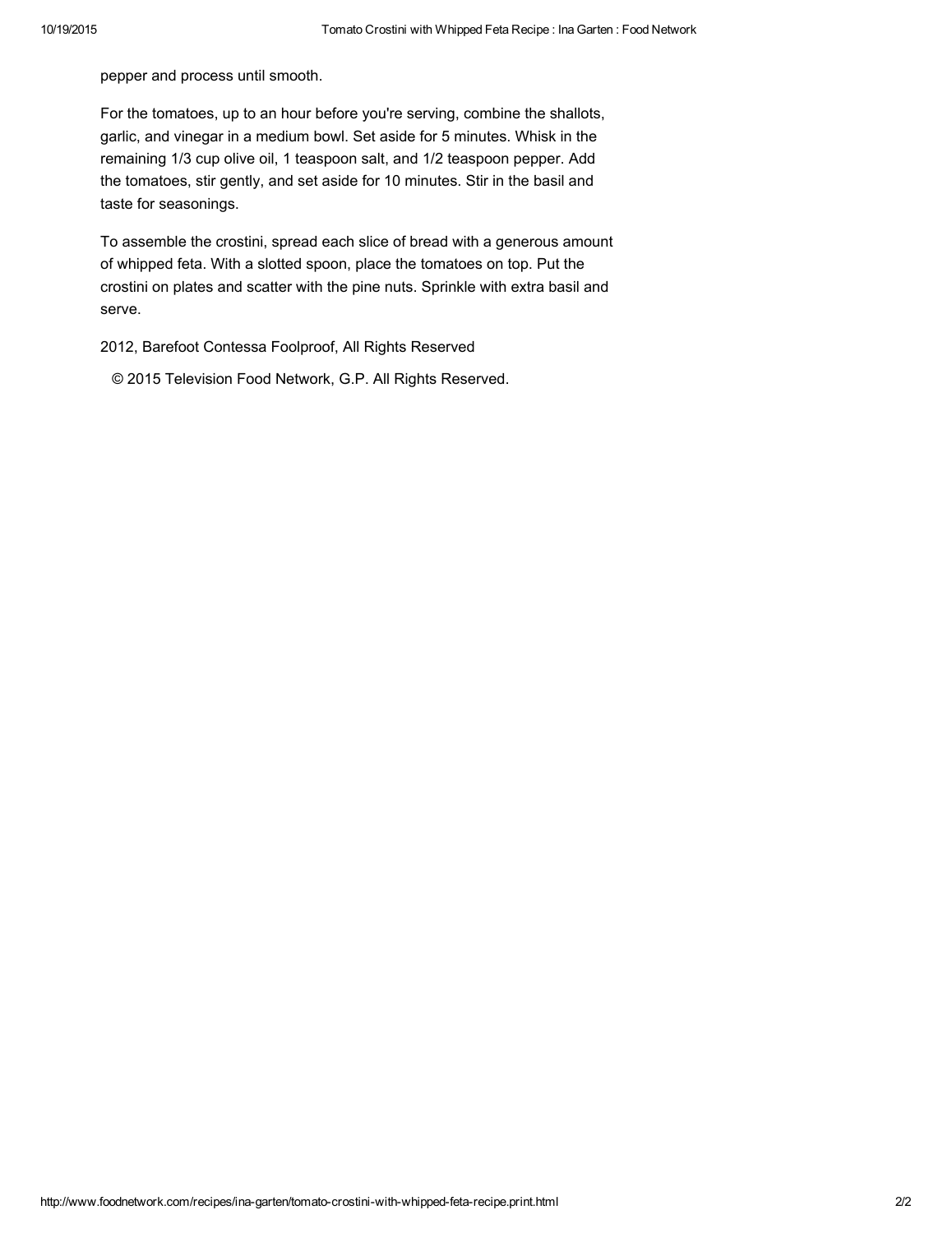pepper and process until smooth.

For the tomatoes, up to an hour before you're serving, combine the shallots, garlic, and vinegar in a medium bowl. Set aside for 5 minutes. Whisk in the remaining 1/3 cup olive oil, 1 teaspoon salt, and 1/2 teaspoon pepper. Add the tomatoes, stir gently, and set aside for 10 minutes. Stir in the basil and taste for seasonings.

To assemble the crostini, spread each slice of bread with a generous amount of whipped feta. With a slotted spoon, place the tomatoes on top. Put the crostini on plates and scatter with the pine nuts. Sprinkle with extra basil and serve.

2012, Barefoot Contessa Foolproof, All Rights Reserved

© 2015 Television Food Network, G.P. All Rights Reserved.